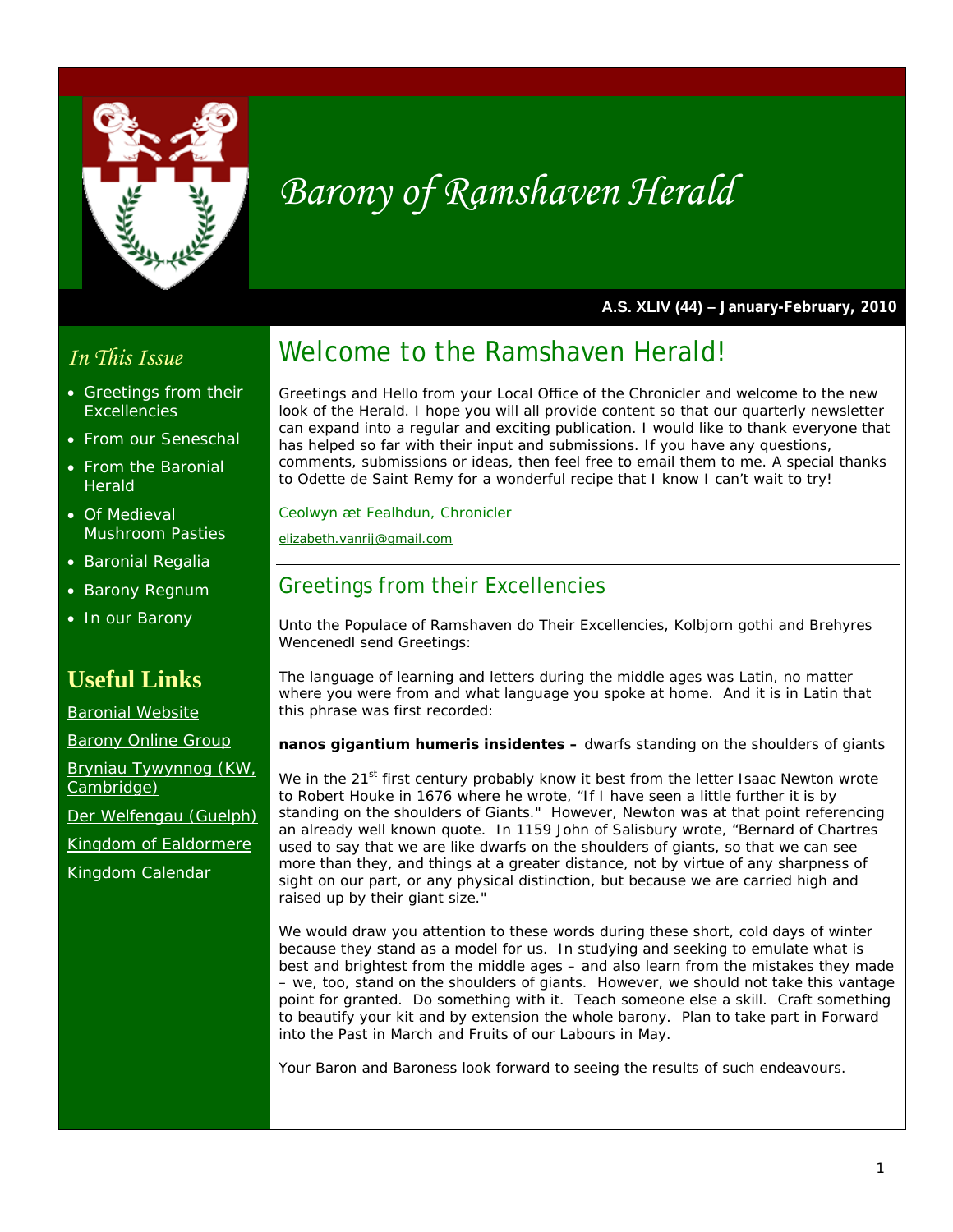# Barony of Ramshaven Herald

**A.S. XLIV (44) – January-February, 2010**

## In This Issue

- Greetings from their Excellencies
- From our Seneschal
- From the Baronial Herald
- Of Medieval Mushroom Pasties
- Baronial Regalia
- Barony Regnum
- In our Barony

## Useful Links

Baronial Website

Barony Online Group

Bryniau Tywynnog (KW, Cambridge)

Der Welfengau (Guelph)

Kingdom of Ealdormere

Kingdom Calendar

## Welcome to the Ramshaven Herald!

Greetings and Hello from your Local Office of the Chronicler and welcome to the new look of the Herald. I hope you will all provide content so that our quarterly newsletter can expand into a regular and exciting publication. I would like to thank everyone that has helped so far with their input and submissions. If you have any questions, comments, submissions or ideas, then feel free to email them to me. A special thanks to Odette de Saint Remy for a wonderful recipe that I know I can't wait to try!

Ceolwyn æt Fealhdun, Chronicler

elizabeth.vanrij@gmail.com

---

## Greetings from their Excellencies

Unto the Populace of Ramshaven do Their Excellencies, Kolbjorn gothi and Brehyres Wencenedl send Greetings:

The language of learning and letters during the middle ages was Latin, no matter where you were from and what language you spoke at home. And it is in Latin that this phrase was first recorded:

**nanos gigantium humeris insidentes –** dwarfs standing on the shoulders of giants

We in the 21st first century probably know it best from the letter Isaac Newton wrote to Robert Houke in 1676 where he wrote, "If I have seen a little further it is by standing on the shoulders of Giants." However, Newton was at that point referencing an already well known quote. In 1159 John of Salisbury wrote, "Bernard of Chartres used to say that we are like dwarfs on the shoulders of giants, so that we can see more than they, and things at a greater distance, not by virtue of any sharpness of sight on our part, or any physical distinction, but because we are carried high and raised up by their giant size."

We would draw you attention to these words during these short, cold days of winter because they stand as a model for us. In studying and seeking to emulate what is best and brightest from the middle ages – and also learn from the mistakes they made – we, too, stand on the shoulders of giants. However, we should not take this vantage point for granted. Do something with it. Teach someone else a skill. Craft something to beautify your kit and by extension the whole barony. Plan to take part in Forward into the Past in March and Fruits of our Labours in May.

Your Baron and Baroness look forward to seeing the results of such endeavours.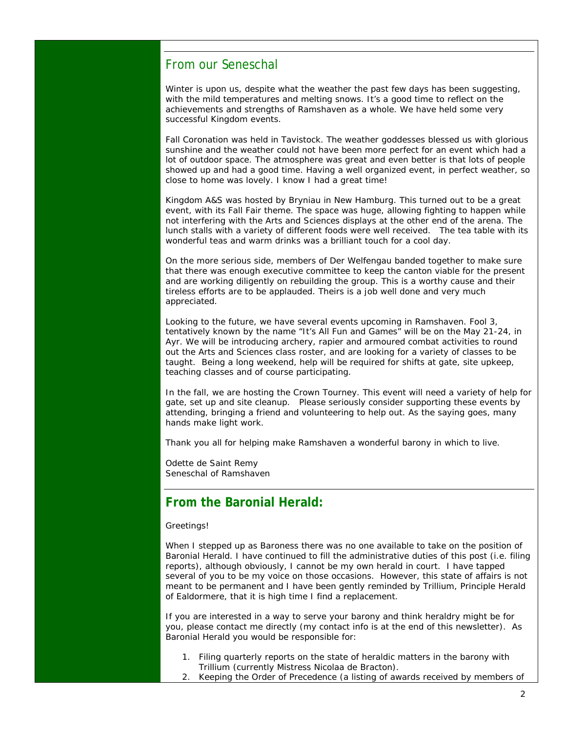## From our Seneschal

Winter is upon us, despite what the weather the past few days has been suggesting, with the mild temperatures and melting snows. It's a good time to reflect on the achievements and strengths of Ramshaven as a whole. We have held some very successful Kingdom events.

Fall Coronation was held in Tavistock. The weather goddesses blessed us with glorious sunshine and the weather could not have been more perfect for an event which had a lot of outdoor space. The atmosphere was great and even better is that lots of people showed up and had a good time. Having a well organized event, in perfect weather, so close to home was lovely. I know I had a great time!

Kingdom A&S was hosted by Bryniau in New Hamburg. This turned out to be a great event, with its Fall Fair theme. The space was huge, allowing fighting to happen while not interfering with the Arts and Sciences displays at the other end of the arena. The lunch stalls with a variety of different foods were well received. The tea table with its wonderful teas and warm drinks was a brilliant touch for a cool day.

On the more serious side, members of Der Welfengau banded together to make sure that there was enough executive committee to keep the canton viable for the present and are working diligently on rebuilding the group. This is a worthy cause and their tireless efforts are to be applauded. Theirs is a job well done and very much appreciated.

Looking to the future, we have several events upcoming in Ramshaven. Fool 3, tentatively known by the name "It's All Fun and Games" will be on the May 21-24, in Ayr. We will be introducing archery, rapier and armoured combat activities to round out the Arts and Sciences class roster, and are looking for a variety of classes to be taught. Being a long weekend, help will be required for shifts at gate, site upkeep, teaching classes and of course participating.

In the fall, we are hosting the Crown Tourney. This event will need a variety of help for gate, set up and site cleanup. Please seriously consider supporting these events by attending, bringing a friend and volunteering to help out. As the saying goes, many hands make light work.

Thank you all for helping make Ramshaven a wonderful barony in which to live.

Odette de Saint Remy
Seneschal of Ramshaven

## From the Baronial Herald:

Greetings!

When I stepped up as Baroness there was no one available to take on the position of Baronial Herald. I have continued to fill the administrative duties of this post (i.e. filing reports), although obviously, I cannot be my own herald in court. I have tapped several of you to be my voice on those occasions. However, this state of affairs is not meant to be permanent and I have been gently reminded by Trillium, Principle Herald of Ealdormere, that it is high time I find a replacement.

If you are interested in a way to serve your barony and think heraldry might be for you, please contact me directly (my contact info is at the end of this newsletter). As Baronial Herald you would be responsible for:

1. Filing quarterly reports on the state of heraldic matters in the barony with Trillium (currently Mistress Nicolaa de Bracton).
2. Keeping the Order of Precedence (a listing of awards received by members of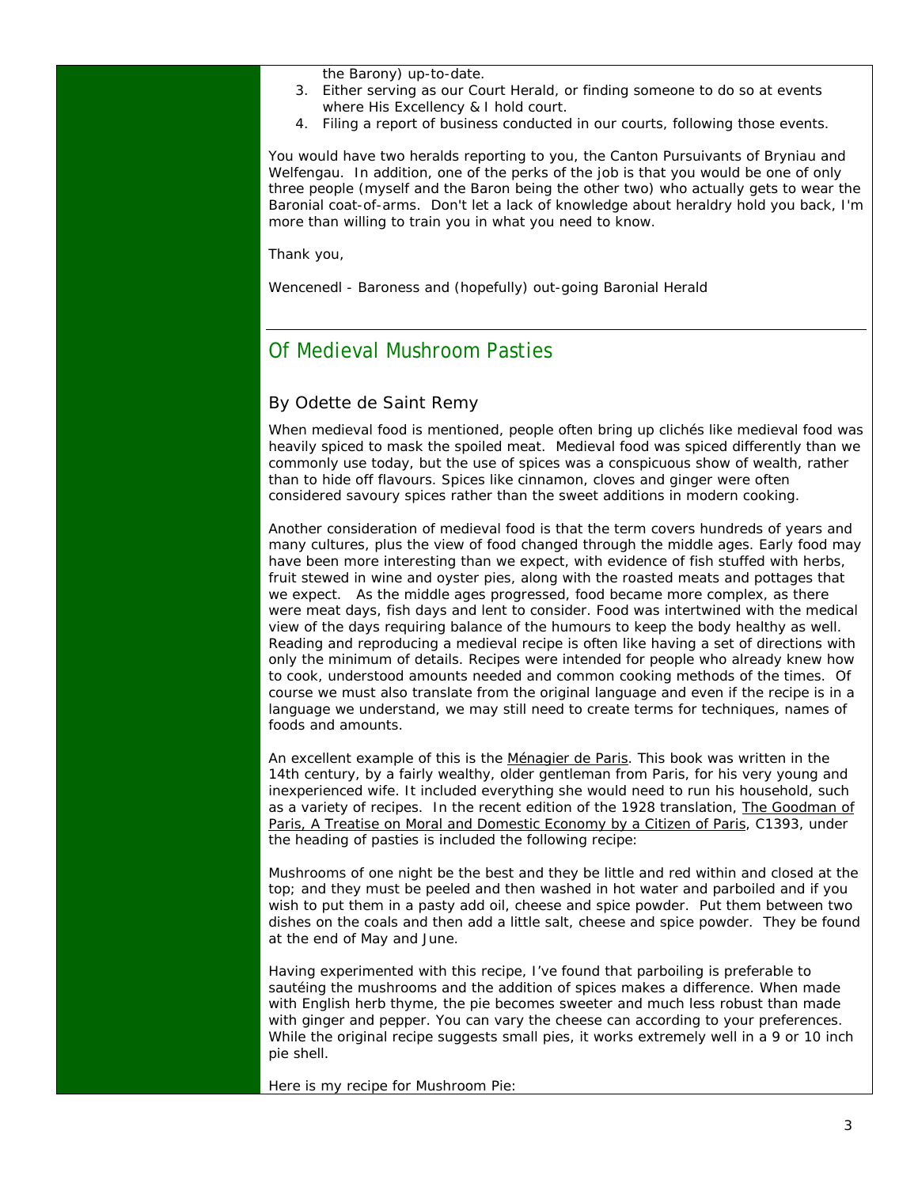the Barony) up-to-date.

3. Either serving as our Court Herald, or finding someone to do so at events where His Excellency & I hold court.
4. Filing a report of business conducted in our courts, following those events.

You would have two heralds reporting to you, the Canton Pursuivants of Bryniau and Welfengau. In addition, one of the perks of the job is that you would be one of only three people (myself and the Baron being the other two) who actually gets to wear the Baronial coat-of-arms. Don't let a lack of knowledge about heraldry hold you back, I'm more than willing to train you in what you need to know.

Thank you,

Wencenedl - Baroness and (hopefully) out-going Baronial Herald

---

## Of Medieval Mushroom Pasties

### By Odette de Saint Remy

When medieval food is mentioned, people often bring up clichés like medieval food was heavily spiced to mask the spoiled meat. Medieval food was spiced differently than we commonly use today, but the use of spices was a conspicuous show of wealth, rather than to hide off flavours. Spices like cinnamon, cloves and ginger were often considered savoury spices rather than the sweet additions in modern cooking.

Another consideration of medieval food is that the term covers hundreds of years and many cultures, plus the view of food changed through the middle ages. Early food may have been more interesting than we expect, with evidence of fish stuffed with herbs, fruit stewed in wine and oyster pies, along with the roasted meats and pottages that we expect. As the middle ages progressed, food became more complex, as there were meat days, fish days and lent to consider. Food was intertwined with the medical view of the days requiring balance of the humours to keep the body healthy as well. Reading and reproducing a medieval recipe is often like having a set of directions with only the minimum of details. Recipes were intended for people who already knew how to cook, understood amounts needed and common cooking methods of the times. Of course we must also translate from the original language and even if the recipe is in a language we understand, we may still need to create terms for techniques, names of foods and amounts.

An excellent example of this is the Ménagier de Paris. This book was written in the 14th century, by a fairly wealthy, older gentleman from Paris, for his very young and inexperienced wife. It included everything she would need to run his household, such as a variety of recipes. In the recent edition of the 1928 translation, The Goodman of Paris, A Treatise on Moral and Domestic Economy by a Citizen of Paris, C1393, under the heading of pasties is included the following recipe:

Mushrooms of one night be the best and they be little and red within and closed at the top; and they must be peeled and then washed in hot water and parboiled and if you wish to put them in a pasty add oil, cheese and spice powder. Put them between two dishes on the coals and then add a little salt, cheese and spice powder. They be found at the end of May and June.

Having experimented with this recipe, I've found that parboiling is preferable to sautéing the mushrooms and the addition of spices makes a difference. When made with English herb thyme, the pie becomes sweeter and much less robust than made with ginger and pepper. You can vary the cheese can according to your preferences. While the original recipe suggests small pies, it works extremely well in a 9 or 10 inch pie shell.

Here is my recipe for Mushroom Pie: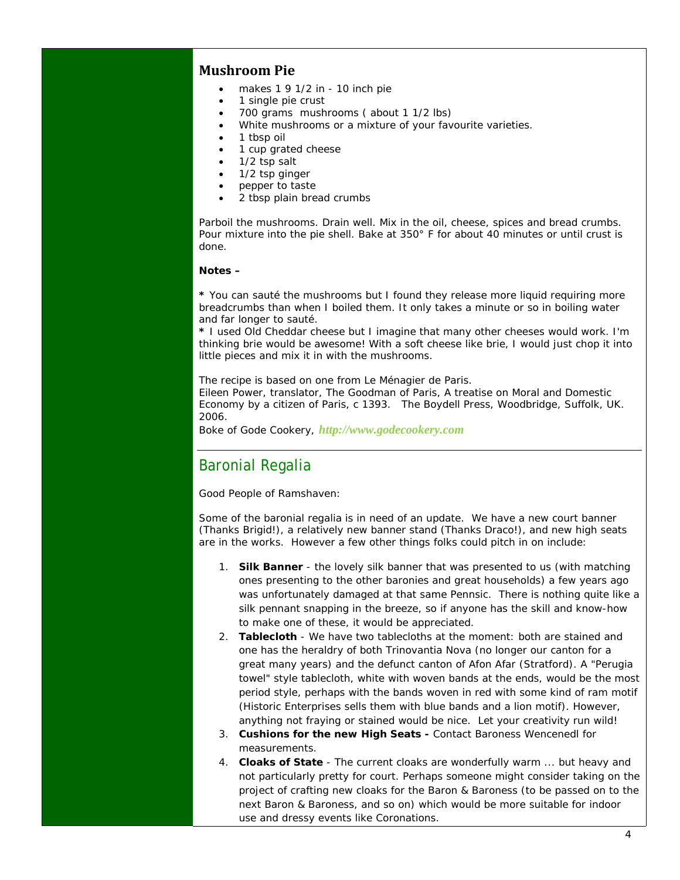## Mushroom Pie

- makes 1 9 1/2 in - 10 inch pie
- 1 single pie crust
- 700 grams mushrooms ( about 1 1/2 lbs)
- White mushrooms or a mixture of your favourite varieties.
- 1 tbsp oil
- 1 cup grated cheese
- 1/2 tsp salt
- 1/2 tsp ginger
- pepper to taste
- 2 tbsp plain bread crumbs

Parboil the mushrooms. Drain well. Mix in the oil, cheese, spices and bread crumbs. Pour mixture into the pie shell. Bake at 350° F for about 40 minutes or until crust is done.

**Notes –**

**\*** You can sauté the mushrooms but I found they release more liquid requiring more breadcrumbs than when I boiled them. It only takes a minute or so in boiling water and far longer to sauté.
**\*** I used Old Cheddar cheese but I imagine that many other cheeses would work. I'm thinking brie would be awesome! With a soft cheese like brie, I would just chop it into little pieces and mix it in with the mushrooms.

The recipe is based on one from Le Ménagier de Paris.
Eileen Power, translator, The Goodman of Paris, A treatise on Moral and Domestic Economy by a citizen of Paris, c 1393. The Boydell Press, Woodbridge, Suffolk, UK. 2006.
Boke of Gode Cookery, ***http://www.godecookery.com***

---

## Baronial Regalia

Good People of Ramshaven:

Some of the baronial regalia is in need of an update. We have a new court banner (Thanks Brigid!), a relatively new banner stand (Thanks Draco!), and new high seats are in the works. However a few other things folks could pitch in on include:

1. **Silk Banner** - the lovely silk banner that was presented to us (with matching ones presenting to the other baronies and great households) a few years ago was unfortunately damaged at that same Pennsic. There is nothing quite like a silk pennant snapping in the breeze, so if anyone has the skill and know-how to make one of these, it would be appreciated.
2. **Tablecloth** - We have two tablecloths at the moment: both are stained and one has the heraldry of both Trinovantia Nova (no longer our canton for a great many years) and the defunct canton of Afon Afar (Stratford). A "Perugia towel" style tablecloth, white with woven bands at the ends, would be the most period style, perhaps with the bands woven in red with some kind of ram motif (Historic Enterprises sells them with blue bands and a lion motif). However, anything not fraying or stained would be nice. Let your creativity run wild!
3. **Cushions for the new High Seats -** Contact Baroness Wencenedl for measurements.
4. **Cloaks of State** - The current cloaks are wonderfully warm ... but heavy and not particularly pretty for court. Perhaps someone might consider taking on the project of crafting new cloaks for the Baron & Baroness (to be passed on to the next Baron & Baroness, and so on) which would be more suitable for indoor use and dressy events like Coronations.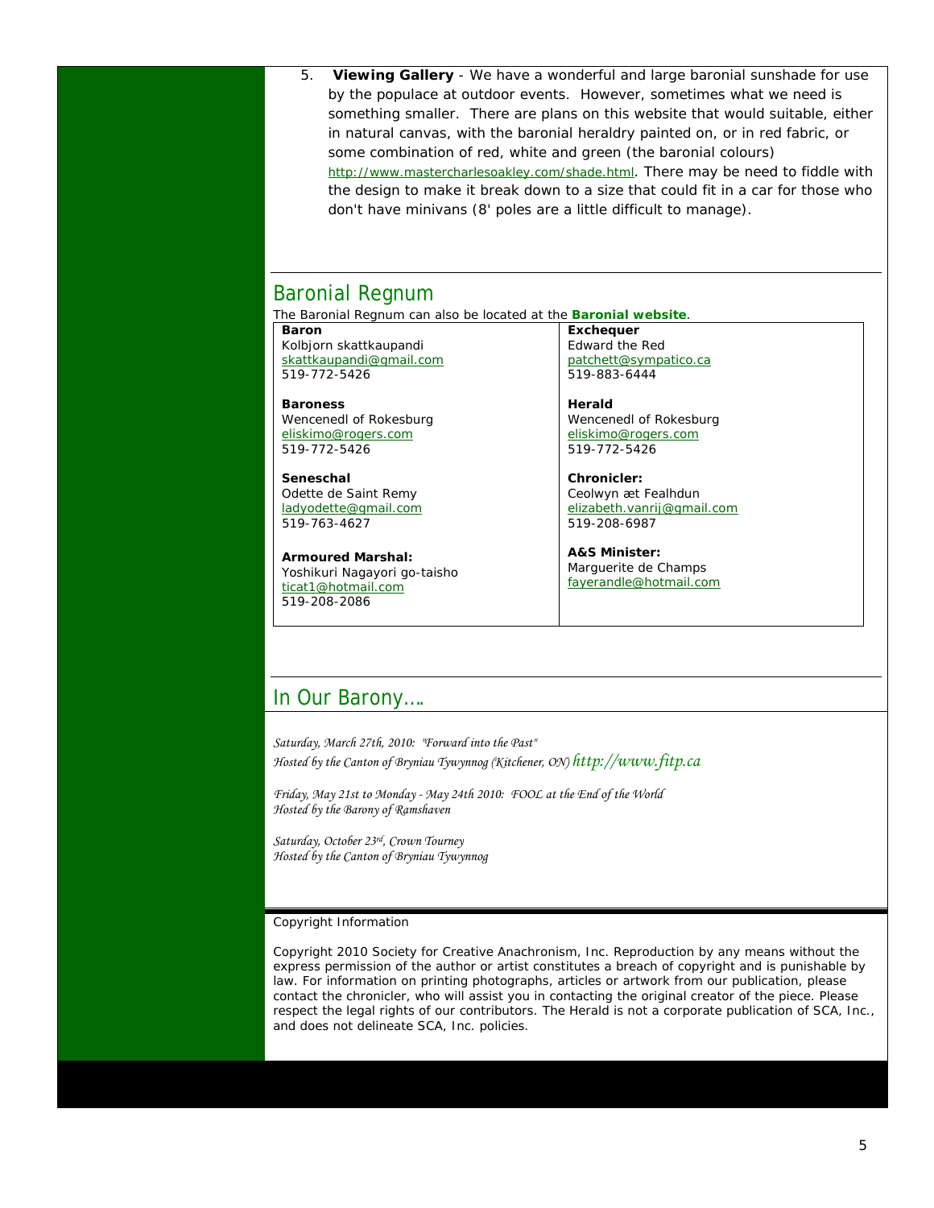5. **Viewing Gallery** - We have a wonderful and large baronial sunshade for use by the populace at outdoor events. However, sometimes what we need is something smaller. There are plans on this website that would suitable, either in natural canvas, with the baronial heraldry painted on, or in red fabric, or some combination of red, white and green (the baronial colours) http://www.mastercharlesoakley.com/shade.html. There may be need to fiddle with the design to make it break down to a size that could fit in a car for those who don't have minivans (8' poles are a little difficult to manage).

## Baronial Regnum

The Baronial Regnum can also be located at the **Baronial website**.

| | |
|---|---|
| **Baron**<br>Kolbjorn skattkaupandi<br>skattkaupandi@gmail.com<br>519-772-5426 | **Exchequer**<br>Edward the Red<br>patchett@sympatico.ca<br>519-883-6444 |
| **Baroness**<br>Wencenedl of Rokesburg<br>eliskimo@rogers.com<br>519-772-5426 | **Herald**<br>Wencenedl of Rokesburg<br>eliskimo@rogers.com<br>519-772-5426 |
| **Seneschal**<br>Odette de Saint Remy<br>ladyodette@gmail.com<br>519-763-4627 | **Chronicler:**<br>Ceolwyn æt Fealhdun<br>elizabeth.vanrij@gmail.com<br>519-208-6987 |
| **Armoured Marshal:**<br>Yoshikuri Nagayori go-taisho<br>ticat1@hotmail.com<br>519-208-2086 | **A&S Minister:**<br>Marguerite de Champs<br>fayerandle@hotmail.com |

## In Our Barony….

*Saturday, March 27th, 2010: "Forward into the Past"*
*Hosted by the Canton of Bryniau Tywynnog (Kitchener, ON) http://www.fitp.ca*

*Friday, May 21st to Monday - May 24th 2010: FOOL at the End of the World*
*Hosted by the Barony of Ramshaven*

*Saturday, October 23rd, Crown Tourney*
*Hosted by the Canton of Bryniau Tywynnog*

Copyright Information

Copyright 2010 Society for Creative Anachronism, Inc. Reproduction by any means without the express permission of the author or artist constitutes a breach of copyright and is punishable by law. For information on printing photographs, articles or artwork from our publication, please contact the chronicler, who will assist you in contacting the original creator of the piece. Please respect the legal rights of our contributors. The Herald is not a corporate publication of SCA, Inc., and does not delineate SCA, Inc. policies.